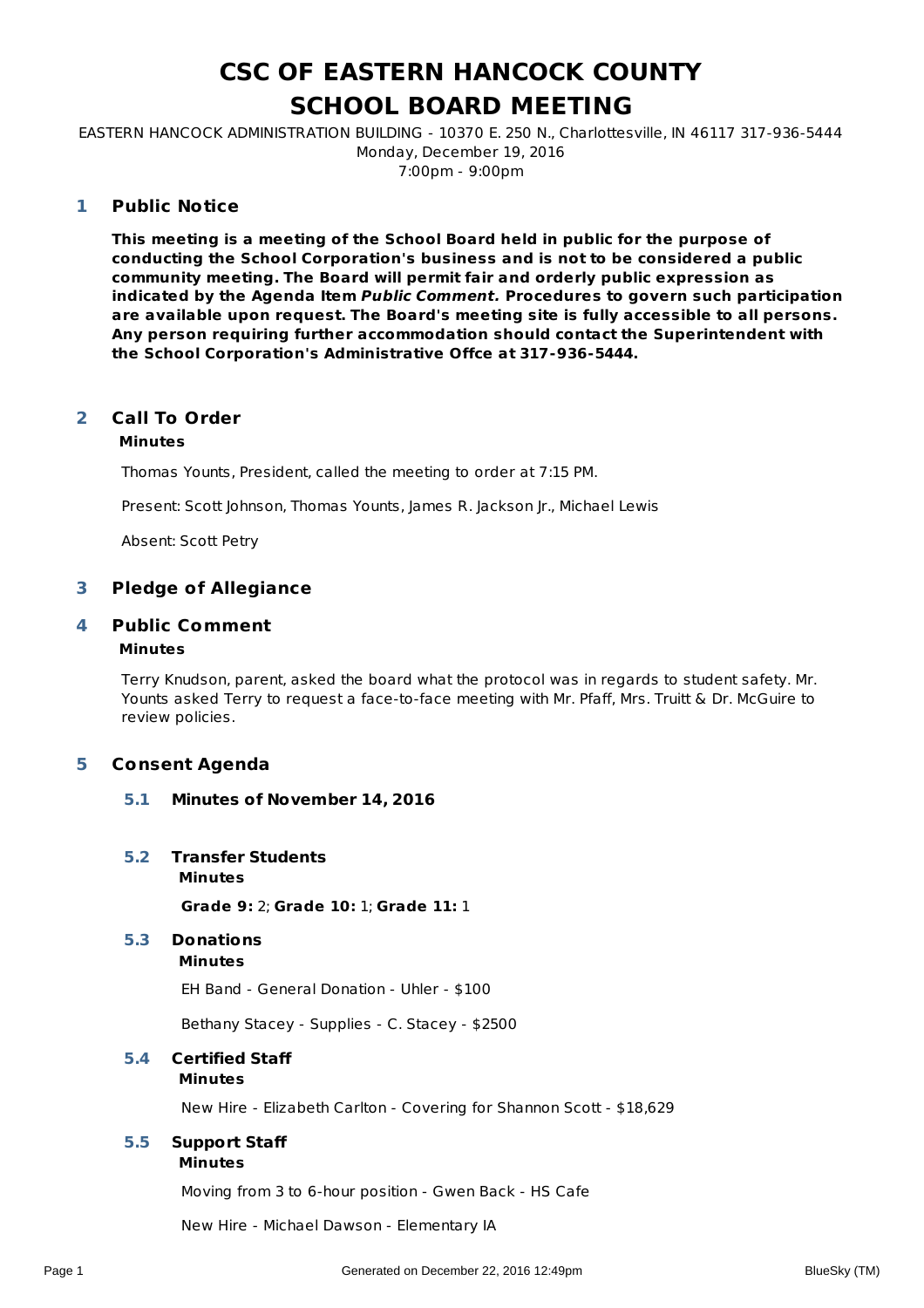# CSC OF EASTERN HANCOCK COUNTY
# SCHOOL BOARD MEETING

EASTERN HANCOCK ADMINISTRATION BUILDING - 10370 E. 250 N., Charlottesville, IN 46117 317-936-5444
Monday, December 19, 2016
7:00pm - 9:00pm

## 1 Public Notice

**This meeting is a meeting of the School Board held in public for the purpose of conducting the School Corporation's business and is not to be considered a public community meeting. The Board will permit fair and orderly public expression as indicated by the Agenda Item *Public Comment.* Procedures to govern such participation are available upon request. The Board's meeting site is fully accessible to all persons. Any person requiring further accommodation should contact the Superintendent with the School Corporation's Administrative Offce at 317-936-5444.**

## 2 Call To Order

**Minutes**

Thomas Younts, President, called the meeting to order at 7:15 PM.

Present: Scott Johnson, Thomas Younts, James R. Jackson Jr., Michael Lewis

Absent: Scott Petry

## 3 Pledge of Allegiance

## 4 Public Comment

**Minutes**

Terry Knudson, parent, asked the board what the protocol was in regards to student safety. Mr. Younts asked Terry to request a face-to-face meeting with Mr. Pfaff, Mrs. Truitt & Dr. McGuire to review policies.

## 5 Consent Agenda

### 5.1 Minutes of November 14, 2016

### 5.2 Transfer Students

**Minutes**

**Grade 9:** 2; **Grade 10:** 1; **Grade 11:** 1

### 5.3 Donations

**Minutes**

EH Band - General Donation - Uhler - $100

Bethany Stacey - Supplies - C. Stacey - $2500

### 5.4 Certified Staff

**Minutes**

New Hire - Elizabeth Carlton - Covering for Shannon Scott - $18,629

### 5.5 Support Staff

**Minutes**

Moving from 3 to 6-hour position - Gwen Back - HS Cafe

New Hire - Michael Dawson - Elementary IA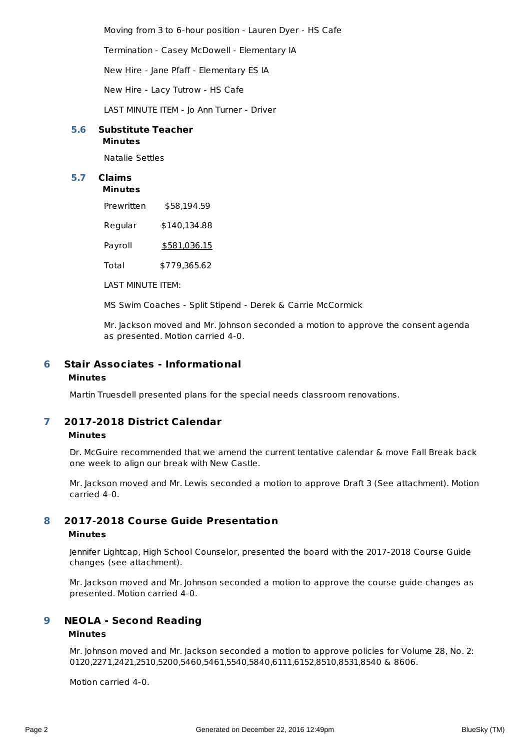Moving from 3 to 6-hour position - Lauren Dyer - HS Cafe

Termination - Casey McDowell - Elementary IA

New Hire - Jane Pfaff - Elementary ES IA

New Hire - Lacy Tutrow - HS Cafe

LAST MINUTE ITEM - Jo Ann Turner - Driver

### 5.6 Substitute Teacher

**Minutes**

Natalie Settles

### 5.7 Claims

**Minutes**

| | |
|---|---|
| Prewritten | $58,194.59 |
| Regular | $140,134.88 |
| Payroll | $581,036.15 |
| Total | $779,365.62 |

LAST MINUTE ITEM:

MS Swim Coaches - Split Stipend - Derek & Carrie McCormick

Mr. Jackson moved and Mr. Johnson seconded a motion to approve the consent agenda as presented. Motion carried 4-0.

## 6 Stair Associates - Informational

**Minutes**

Martin Truesdell presented plans for the special needs classroom renovations.

## 7 2017-2018 District Calendar

**Minutes**

Dr. McGuire recommended that we amend the current tentative calendar & move Fall Break back one week to align our break with New Castle.

Mr. Jackson moved and Mr. Lewis seconded a motion to approve Draft 3 (See attachment). Motion carried 4-0.

## 8 2017-2018 Course Guide Presentation

**Minutes**

Jennifer Lightcap, High School Counselor, presented the board with the 2017-2018 Course Guide changes (see attachment).

Mr. Jackson moved and Mr. Johnson seconded a motion to approve the course guide changes as presented. Motion carried 4-0.

## 9 NEOLA - Second Reading

**Minutes**

Mr. Johnson moved and Mr. Jackson seconded a motion to approve policies for Volume 28, No. 2: 0120,2271,2421,2510,5200,5460,5461,5540,5840,6111,6152,8510,8531,8540 & 8606.

Motion carried 4-0.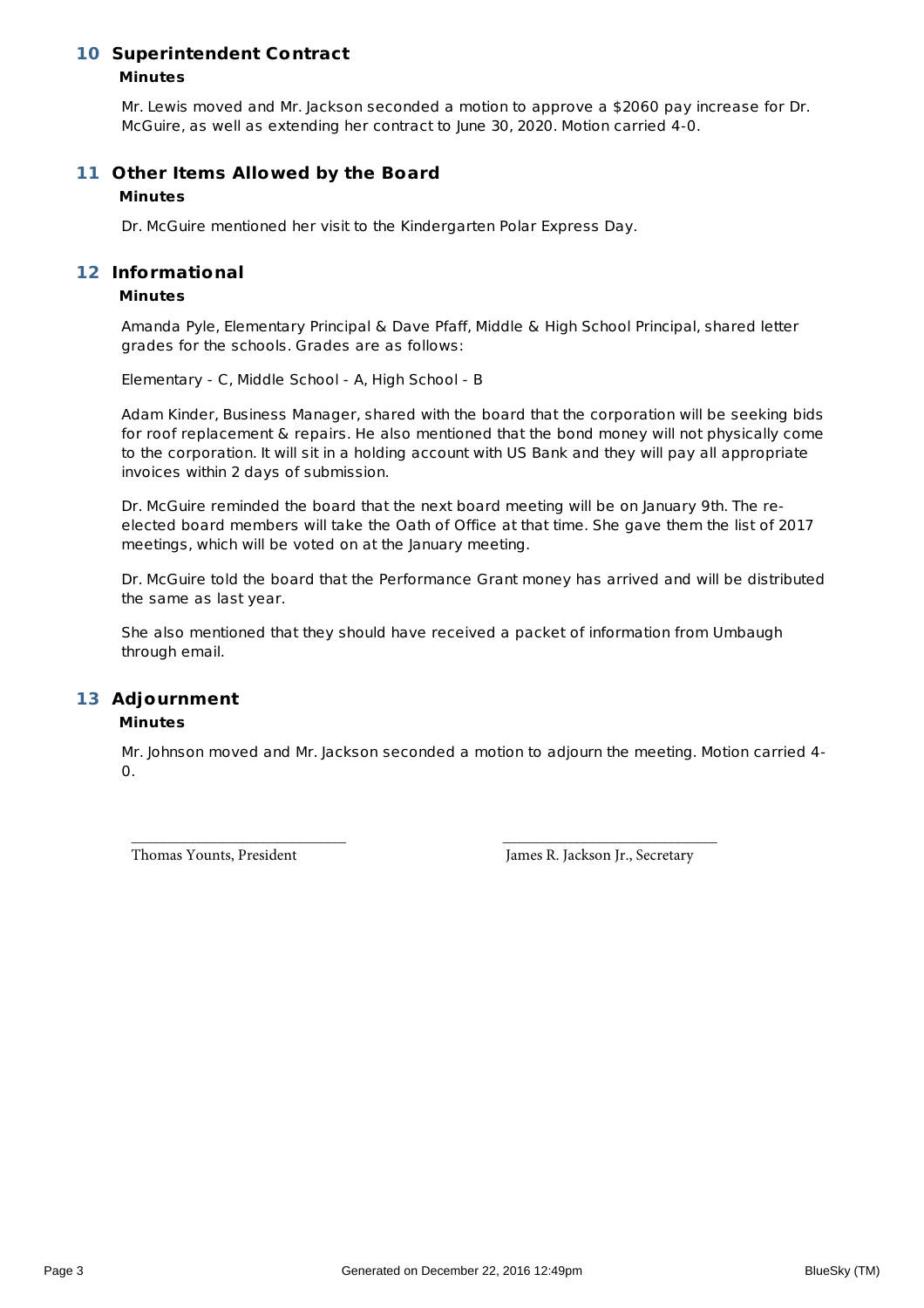## 10 Superintendent Contract

**Minutes**

Mr. Lewis moved and Mr. Jackson seconded a motion to approve a $2060 pay increase for Dr. McGuire, as well as extending her contract to June 30, 2020. Motion carried 4-0.

## 11 Other Items Allowed by the Board

**Minutes**

Dr. McGuire mentioned her visit to the Kindergarten Polar Express Day.

## 12 Informational

**Minutes**

Amanda Pyle, Elementary Principal & Dave Pfaff, Middle & High School Principal, shared letter grades for the schools. Grades are as follows:

Elementary - C, Middle School - A, High School - B

Adam Kinder, Business Manager, shared with the board that the corporation will be seeking bids for roof replacement & repairs. He also mentioned that the bond money will not physically come to the corporation. It will sit in a holding account with US Bank and they will pay all appropriate invoices within 2 days of submission.

Dr. McGuire reminded the board that the next board meeting will be on January 9th. The re-elected board members will take the Oath of Office at that time. She gave them the list of 2017 meetings, which will be voted on at the January meeting.

Dr. McGuire told the board that the Performance Grant money has arrived and will be distributed the same as last year.

She also mentioned that they should have received a packet of information from Umbaugh through email.

## 13 Adjournment

**Minutes**

Mr. Johnson moved and Mr. Jackson seconded a motion to adjourn the meeting. Motion carried 4-0.

\_\_\_\_\_\_\_\_\_\_\_\_\_\_\_\_\_\_\_\_\_\_\_\_\_\_\_\_
Thomas Younts, President

\_\_\_\_\_\_\_\_\_\_\_\_\_\_\_\_\_\_\_\_\_\_\_\_\_\_\_\_
James R. Jackson Jr., Secretary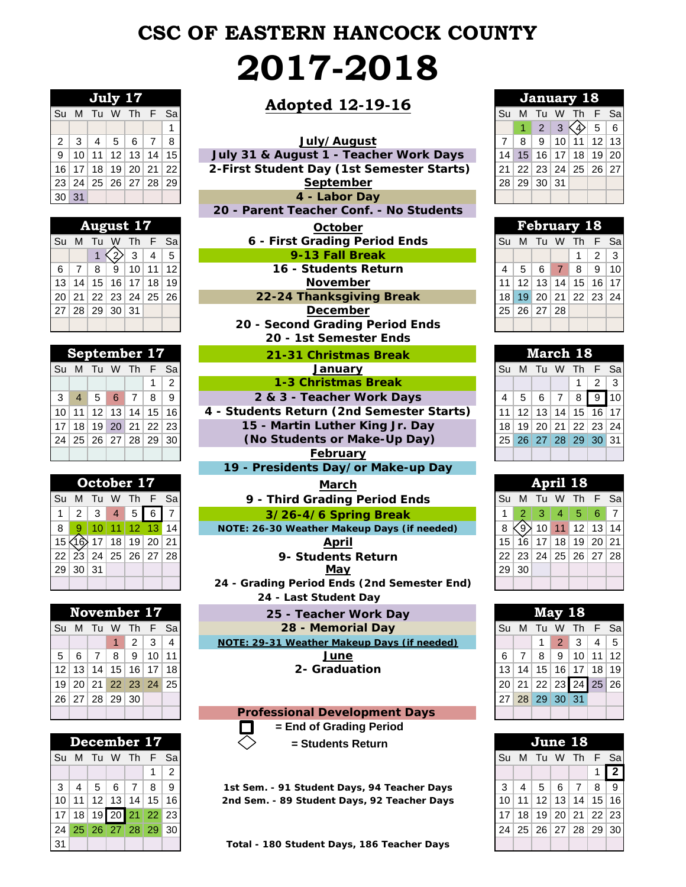# CSC OF EASTERN HANCOCK COUNTY

# 2017-2018

## Adopted 12-19-16

**July/August**

July 31 & August 1 - Teacher Work Days

2-First Student Day (1st Semester Starts)

**September**

4 - Labor Day

20 - Parent Teacher Conf. - No Students

**October**

6 - First Grading Period Ends

9-13 Fall Break

16 - Students Return

**November**

22-24 Thanksgiving Break

**December**

20 - Second Grading Period Ends

20 - 1st Semester Ends

21-31 Christmas Break

**January**

1-3 Christmas Break

2 & 3 - Teacher Work Days

4 - Students Return (2nd Semester Starts)

15 - Martin Luther King Jr. Day

(No Students or Make-Up Day)

**February**

19 - Presidents Day/or Make-up Day

**March**

9 - Third Grading Period Ends

3/26-4/6 Spring Break

NOTE: 26-30 Weather Makeup Days (if needed)

**April**

9- Students Return

**May**

24 - Grading Period Ends (2nd Semester End)

24 - Last Student Day

25 - Teacher Work Day

28 - Memorial Day

NOTE: 29-31 Weather Makeup Days (if needed)

**June**

2- Graduation

Professional Development Days

□ = End of Grading Period

◇ = Students Return

1st Sem. - 91 Student Days, 94 Teacher Days

2nd Sem. - 89 Student Days, 92 Teacher Days

Total - 180 Student Days, 186 Teacher Days

### July 17

| Su | M | Tu | W | Th | F | Sa |
|---|---|---|---|---|---|---|
| | | | | | | 1 |
| 2 | 3 | 4 | 5 | 6 | 7 | 8 |
| 9 | 10 | 11 | 12 | 13 | 14 | 15 |
| 16 | 17 | 18 | 19 | 20 | 21 | 22 |
| 23 | 24 | 25 | 26 | 27 | 28 | 29 |
| 30 | 31 | | | | | |

### August 17

| Su | M | Tu | W | Th | F | Sa |
|---|---|---|---|---|---|---|
| | | 1 | 2 | 3 | 4 | 5 |
| 6 | 7 | 8 | 9 | 10 | 11 | 12 |
| 13 | 14 | 15 | 16 | 17 | 18 | 19 |
| 20 | 21 | 22 | 23 | 24 | 25 | 26 |
| 27 | 28 | 29 | 30 | 31 | | |

### September 17

| Su | M | Tu | W | Th | F | Sa |
|---|---|---|---|---|---|---|
| | | | | | 1 | 2 |
| 3 | 4 | 5 | 6 | 7 | 8 | 9 |
| 10 | 11 | 12 | 13 | 14 | 15 | 16 |
| 17 | 18 | 19 | 20 | 21 | 22 | 23 |
| 24 | 25 | 26 | 27 | 28 | 29 | 30 |

### October 17

| Su | M | Tu | W | Th | F | Sa |
|---|---|---|---|---|---|---|
| 1 | 2 | 3 | 4 | 5 | 6 | 7 |
| 8 | 9 | 10 | 11 | 12 | 13 | 14 |
| 15 | 16 | 17 | 18 | 19 | 20 | 21 |
| 22 | 23 | 24 | 25 | 26 | 27 | 28 |
| 29 | 30 | 31 | | | | |

### November 17

| Su | M | Tu | W | Th | F | Sa |
|---|---|---|---|---|---|---|
| | | | 1 | 2 | 3 | 4 |
| 5 | 6 | 7 | 8 | 9 | 10 | 11 |
| 12 | 13 | 14 | 15 | 16 | 17 | 18 |
| 19 | 20 | 21 | 22 | 23 | 24 | 25 |
| 26 | 27 | 28 | 29 | 30 | | |

### December 17

| Su | M | Tu | W | Th | F | Sa |
|---|---|---|---|---|---|---|
| | | | | | 1 | 2 |
| 3 | 4 | 5 | 6 | 7 | 8 | 9 |
| 10 | 11 | 12 | 13 | 14 | 15 | 16 |
| 17 | 18 | 19 | 20 | 21 | 22 | 23 |
| 24 | 25 | 26 | 27 | 28 | 29 | 30 |
| 31 | | | | | | |

### January 18

| Su | M | Tu | W | Th | F | Sa |
|---|---|---|---|---|---|---|
| | 1 | 2 | 3 | 4 | 5 | 6 |
| 7 | 8 | 9 | 10 | 11 | 12 | 13 |
| 14 | 15 | 16 | 17 | 18 | 19 | 20 |
| 21 | 22 | 23 | 24 | 25 | 26 | 27 |
| 28 | 29 | 30 | 31 | | | |

### February 18

| Su | M | Tu | W | Th | F | Sa |
|---|---|---|---|---|---|---|
| | | | | 1 | 2 | 3 |
| 4 | 5 | 6 | 7 | 8 | 9 | 10 |
| 11 | 12 | 13 | 14 | 15 | 16 | 17 |
| 18 | 19 | 20 | 21 | 22 | 23 | 24 |
| 25 | 26 | 27 | 28 | | | |

### March 18

| Su | M | Tu | W | Th | F | Sa |
|---|---|---|---|---|---|---|
| | | | | 1 | 2 | 3 |
| 4 | 5 | 6 | 7 | 8 | 9 | 10 |
| 11 | 12 | 13 | 14 | 15 | 16 | 17 |
| 18 | 19 | 20 | 21 | 22 | 23 | 24 |
| 25 | 26 | 27 | 28 | 29 | 30 | 31 |

### April 18

| Su | M | Tu | W | Th | F | Sa |
|---|---|---|---|---|---|---|
| 1 | 2 | 3 | 4 | 5 | 6 | 7 |
| 8 | 9 | 10 | 11 | 12 | 13 | 14 |
| 15 | 16 | 17 | 18 | 19 | 20 | 21 |
| 22 | 23 | 24 | 25 | 26 | 27 | 28 |
| 29 | 30 | | | | | |

### May 18

| Su | M | Tu | W | Th | F | Sa |
|---|---|---|---|---|---|---|
| | | 1 | 2 | 3 | 4 | 5 |
| 6 | 7 | 8 | 9 | 10 | 11 | 12 |
| 13 | 14 | 15 | 16 | 17 | 18 | 19 |
| 20 | 21 | 22 | 23 | 24 | 25 | 26 |
| 27 | 28 | 29 | 30 | 31 | | |

### June 18

| Su | M | Tu | W | Th | F | Sa |
|---|---|---|---|---|---|---|
| | | | | | 1 | 2 |
| 3 | 4 | 5 | 6 | 7 | 8 | 9 |
| 10 | 11 | 12 | 13 | 14 | 15 | 16 |
| 17 | 18 | 19 | 20 | 21 | 22 | 23 |
| 24 | 25 | 26 | 27 | 28 | 29 | 30 |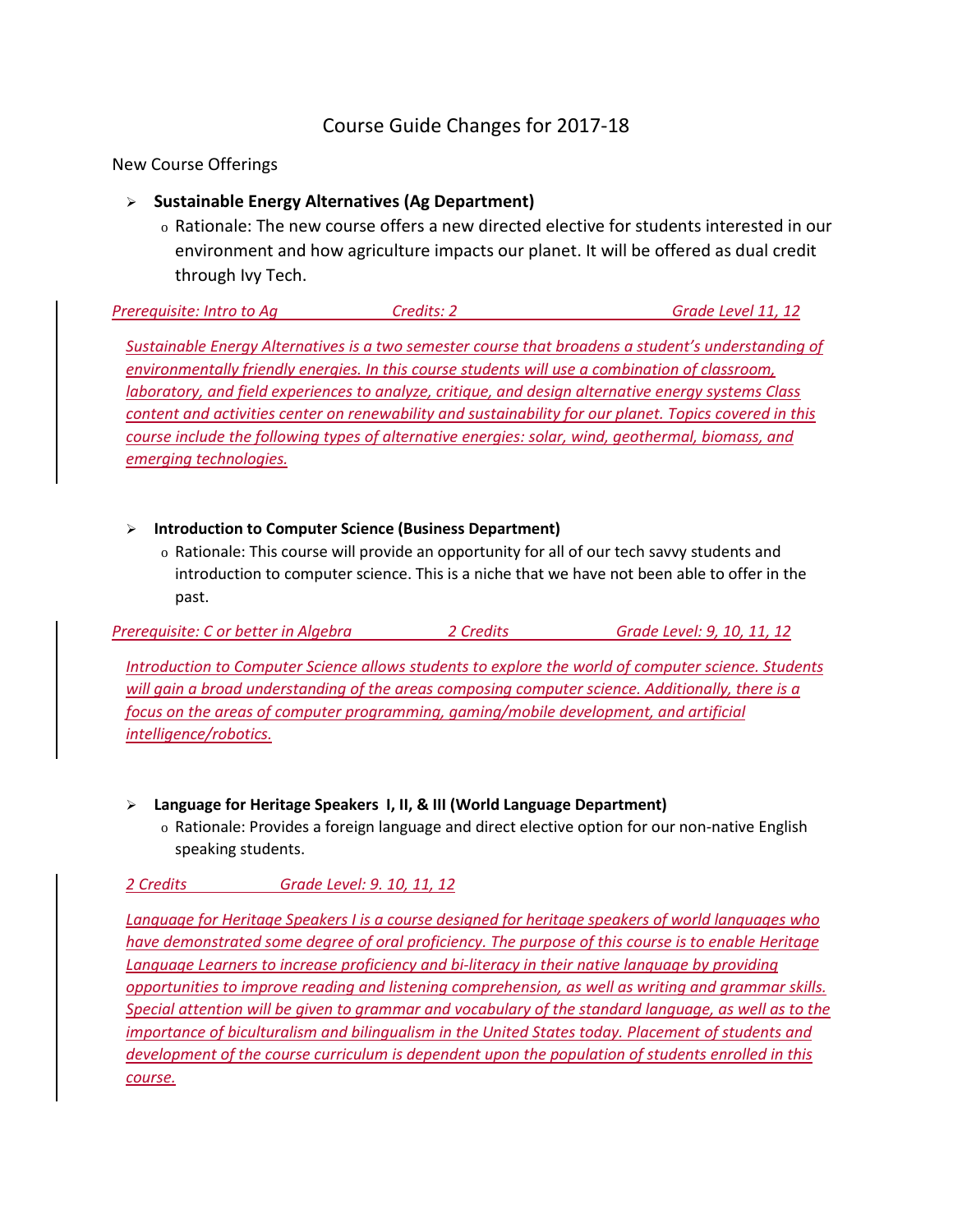# Course Guide Changes for 2017-18

New Course Offerings

- **Sustainable Energy Alternatives (Ag Department)**
  - Rationale: The new course offers a new directed elective for students interested in our environment and how agriculture impacts our planet. It will be offered as dual credit through Ivy Tech.

*Prerequisite: Intro to Ag* *Credits: 2* *Grade Level 11, 12*

*Sustainable Energy Alternatives is a two semester course that broadens a student's understanding of environmentally friendly energies. In this course students will use a combination of classroom, laboratory, and field experiences to analyze, critique, and design alternative energy systems Class content and activities center on renewability and sustainability for our planet. Topics covered in this course include the following types of alternative energies: solar, wind, geothermal, biomass, and emerging technologies.*

- **Introduction to Computer Science (Business Department)**
  - Rationale: This course will provide an opportunity for all of our tech savvy students and introduction to computer science. This is a niche that we have not been able to offer in the past.

*Prerequisite: C or better in Algebra* *2 Credits* *Grade Level: 9, 10, 11, 12*

*Introduction to Computer Science allows students to explore the world of computer science. Students will gain a broad understanding of the areas composing computer science. Additionally, there is a focus on the areas of computer programming, gaming/mobile development, and artificial intelligence/robotics.*

- **Language for Heritage Speakers I, II, & III (World Language Department)**
  - Rationale: Provides a foreign language and direct elective option for our non-native English speaking students.

*2 Credits* *Grade Level: 9. 10, 11, 12*

*Language for Heritage Speakers I is a course designed for heritage speakers of world languages who have demonstrated some degree of oral proficiency. The purpose of this course is to enable Heritage Language Learners to increase proficiency and bi-literacy in their native language by providing opportunities to improve reading and listening comprehension, as well as writing and grammar skills. Special attention will be given to grammar and vocabulary of the standard language, as well as to the importance of biculturalism and bilingualism in the United States today. Placement of students and development of the course curriculum is dependent upon the population of students enrolled in this course.*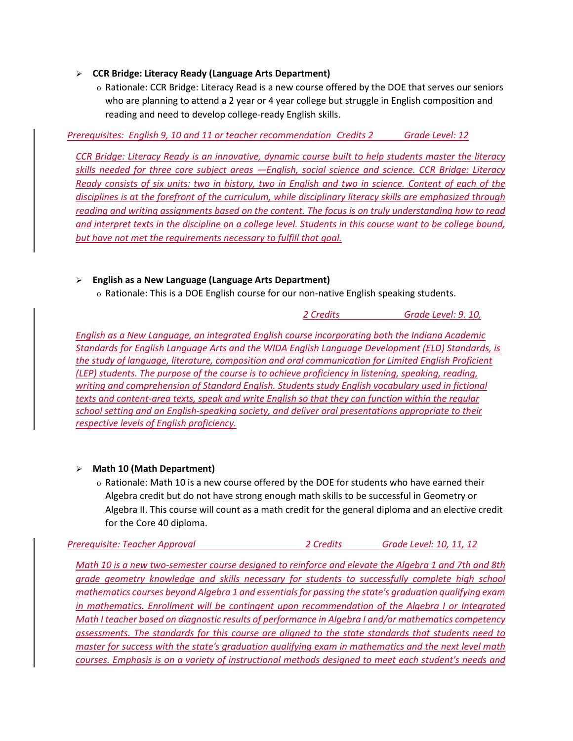- **CCR Bridge: Literacy Ready (Language Arts Department)**
  - Rationale: CCR Bridge: Literacy Read is a new course offered by the DOE that serves our seniors who are planning to attend a 2 year or 4 year college but struggle in English composition and reading and need to develop college-ready English skills.

*Prerequisites: English 9, 10 and 11 or teacher recommendation Credits 2 Grade Level: 12*

*CCR Bridge: Literacy Ready is an innovative, dynamic course built to help students master the literacy skills needed for three core subject areas —English, social science and science. CCR Bridge: Literacy Ready consists of six units: two in history, two in English and two in science. Content of each of the disciplines is at the forefront of the curriculum, while disciplinary literacy skills are emphasized through reading and writing assignments based on the content. The focus is on truly understanding how to read and interpret texts in the discipline on a college level. Students in this course want to be college bound, but have not met the requirements necessary to fulfill that goal.*

- **English as a New Language (Language Arts Department)**
  - Rationale: This is a DOE English course for our non-native English speaking students.

*2 Credits Grade Level: 9. 10,*

*English as a New Language, an integrated English course incorporating both the Indiana Academic Standards for English Language Arts and the WIDA English Language Development (ELD) Standards, is the study of language, literature, composition and oral communication for Limited English Proficient (LEP) students. The purpose of the course is to achieve proficiency in listening, speaking, reading, writing and comprehension of Standard English. Students study English vocabulary used in fictional texts and content-area texts, speak and write English so that they can function within the regular school setting and an English-speaking society, and deliver oral presentations appropriate to their respective levels of English proficiency.*

- **Math 10 (Math Department)**
  - Rationale: Math 10 is a new course offered by the DOE for students who have earned their Algebra credit but do not have strong enough math skills to be successful in Geometry or Algebra II. This course will count as a math credit for the general diploma and an elective credit for the Core 40 diploma.

*Prerequisite: Teacher Approval 2 Credits Grade Level: 10, 11, 12*

*Math 10 is a new two-semester course designed to reinforce and elevate the Algebra 1 and 7th and 8th grade geometry knowledge and skills necessary for students to successfully complete high school mathematics courses beyond Algebra 1 and essentials for passing the state's graduation qualifying exam in mathematics. Enrollment will be contingent upon recommendation of the Algebra I or Integrated Math I teacher based on diagnostic results of performance in Algebra I and/or mathematics competency assessments. The standards for this course are aligned to the state standards that students need to master for success with the state's graduation qualifying exam in mathematics and the next level math courses. Emphasis is on a variety of instructional methods designed to meet each student's needs and*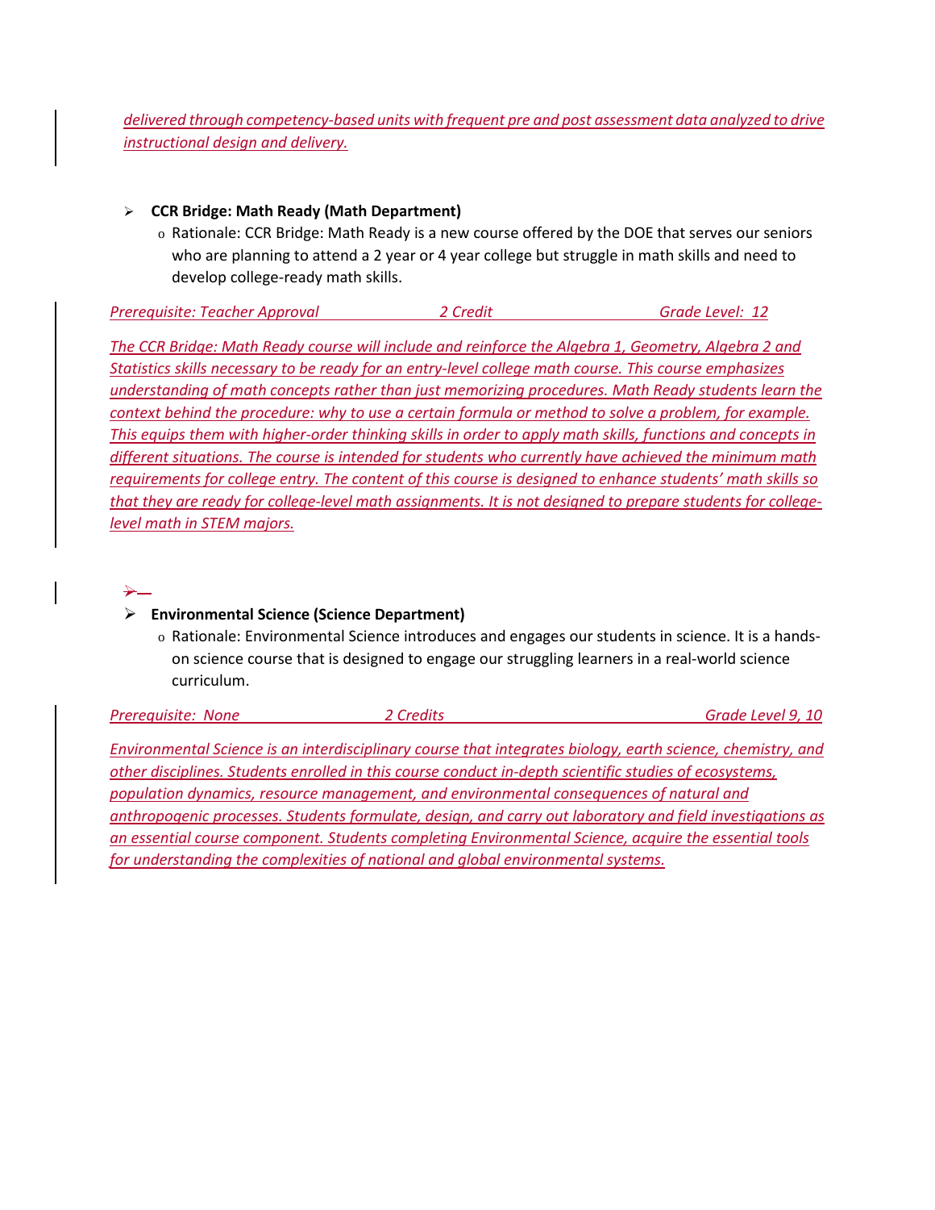*delivered through competency-based units with frequent pre and post assessment data analyzed to drive instructional design and delivery.*

- **CCR Bridge: Math Ready (Math Department)**
  - Rationale: CCR Bridge: Math Ready is a new course offered by the DOE that serves our seniors who are planning to attend a 2 year or 4 year college but struggle in math skills and need to develop college-ready math skills.

*Prerequisite: Teacher Approval* *2 Credit* *Grade Level: 12*

*The CCR Bridge: Math Ready course will include and reinforce the Algebra 1, Geometry, Algebra 2 and Statistics skills necessary to be ready for an entry-level college math course. This course emphasizes understanding of math concepts rather than just memorizing procedures. Math Ready students learn the context behind the procedure: why to use a certain formula or method to solve a problem, for example. This equips them with higher-order thinking skills in order to apply math skills, functions and concepts in different situations. The course is intended for students who currently have achieved the minimum math requirements for college entry. The content of this course is designed to enhance students' math skills so that they are ready for college-level math assignments. It is not designed to prepare students for college-level math in STEM majors.*

- **Environmental Science (Science Department)**
  - Rationale: Environmental Science introduces and engages our students in science. It is a hands-on science course that is designed to engage our struggling learners in a real-world science curriculum.

*Prerequisite: None* *2 Credits* *Grade Level 9, 10*

*Environmental Science is an interdisciplinary course that integrates biology, earth science, chemistry, and other disciplines. Students enrolled in this course conduct in-depth scientific studies of ecosystems, population dynamics, resource management, and environmental consequences of natural and anthropogenic processes. Students formulate, design, and carry out laboratory and field investigations as an essential course component. Students completing Environmental Science, acquire the essential tools for understanding the complexities of national and global environmental systems.*